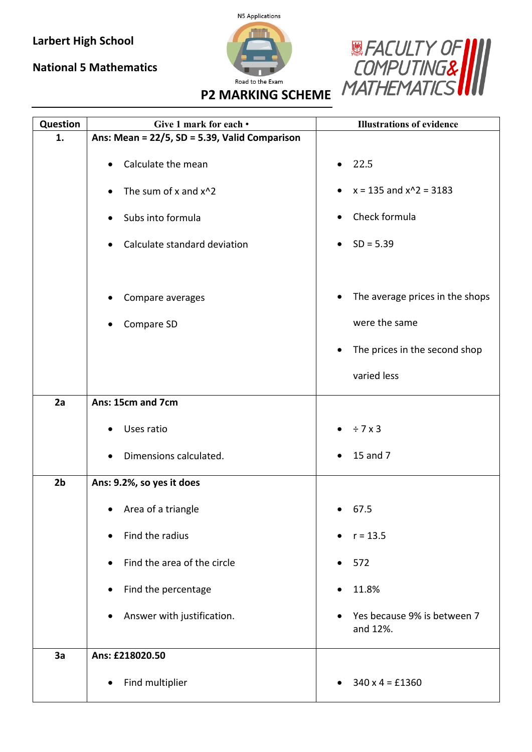Larbert High School

National 5 Mathematics

N5 Applications

Road to the Exam

FACULTY OF COMPUTING & MATHEMATICS

# P2 MARKING SCHEME

| Question | Give 1 mark for each • | Illustrations of evidence |
|---|---|---|
| **1.** | **Ans: Mean = 22/5, SD = 5.39, Valid Comparison**<br>• Calculate the mean<br>• The sum of x and x^2<br>• Subs into formula<br>• Calculate standard deviation<br><br>• Compare averages<br>• Compare SD | • 22.5<br>• x = 135 and x^2 = 3183<br>• Check formula<br>• SD = 5.39<br><br>• The average prices in the shops were the same<br>• The prices in the second shop varied less |
| **2a** | **Ans: 15cm and 7cm**<br>• Uses ratio<br>• Dimensions calculated. | • ÷ 7 x 3<br>• 15 and 7 |
| **2b** | **Ans: 9.2%, so yes it does**<br>• Area of a triangle<br>• Find the radius<br>• Find the area of the circle<br>• Find the percentage<br>• Answer with justification. | • 67.5<br>• r = 13.5<br>• 572<br>• 11.8%<br>• Yes because 9% is between 7 and 12%. |
| **3a** | **Ans: £218020.50**<br>• Find multiplier | • 340 x 4 = £1360 |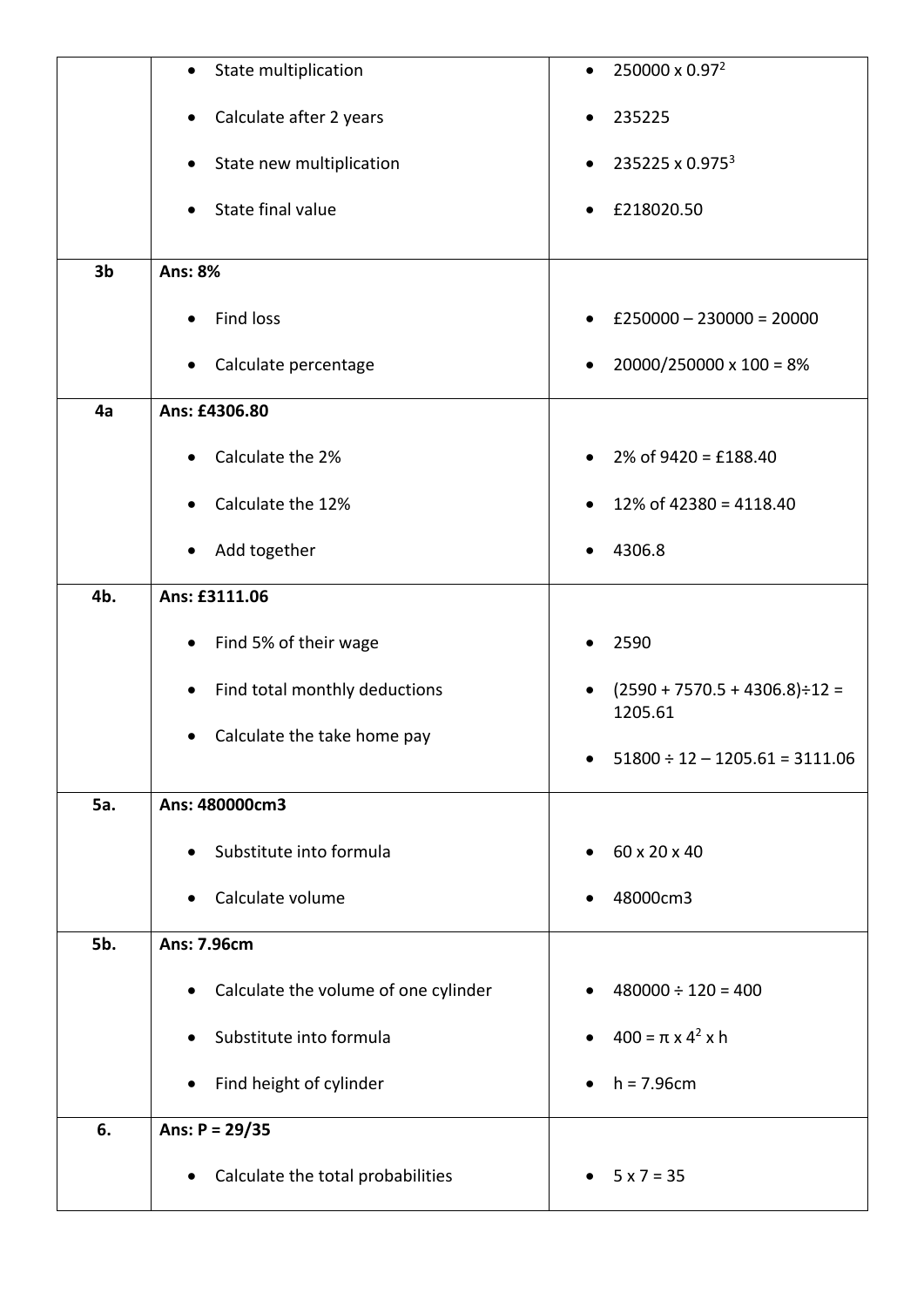| | | |
|---|---|---|
| | • State multiplication<br><br>• Calculate after 2 years<br><br>• State new multiplication<br><br>• State final value | • 250000 x $0.97^2$<br><br>• 235225<br><br>• 235225 x $0.975^3$<br><br>• £218020.50 |
| **3b** | **Ans: 8%**<br><br>• Find loss<br><br>• Calculate percentage | <br><br>• £250000 – 230000 = 20000<br><br>• 20000/250000 x 100 = 8% |
| **4a** | **Ans: £4306.80**<br><br>• Calculate the 2%<br><br>• Calculate the 12%<br><br>• Add together | <br><br>• 2% of 9420 = £188.40<br><br>• 12% of 42380 = 4118.40<br><br>• 4306.8 |
| **4b.** | **Ans: £3111.06**<br><br>• Find 5% of their wage<br><br>• Find total monthly deductions<br><br>• Calculate the take home pay | <br><br>• 2590<br><br>• (2590 + 7570.5 + 4306.8)÷12 = 1205.61<br><br>• 51800 ÷ 12 – 1205.61 = 3111.06 |
| **5a.** | **Ans: 480000cm3**<br><br>• Substitute into formula<br><br>• Calculate volume | <br><br>• 60 x 20 x 40<br><br>• 48000cm3 |
| **5b.** | **Ans: 7.96cm**<br><br>• Calculate the volume of one cylinder<br><br>• Substitute into formula<br><br>• Find height of cylinder | <br><br>• 480000 ÷ 120 = 400<br><br>• 400 = $\pi$ x $4^2$ x h<br><br>• h = 7.96cm |
| **6.** | **Ans: P = 29/35**<br><br>• Calculate the total probabilities | <br><br>• 5 x 7 = 35 |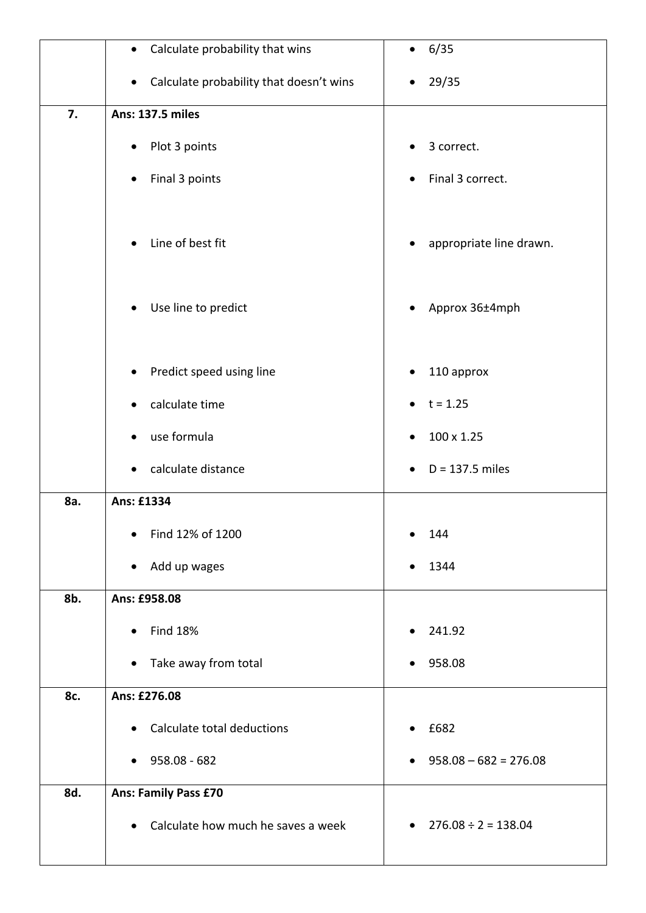| | | |
|---|---|---|
| | • Calculate probability that wins<br><br>• Calculate probability that doesn't wins | • 6/35<br><br>• 29/35 |
| **7.** | **Ans: 137.5 miles**<br><br>• Plot 3 points<br><br>• Final 3 points<br><br>• Line of best fit<br><br>• Use line to predict<br><br>• Predict speed using line<br><br>• calculate time<br><br>• use formula<br><br>• calculate distance | <br><br>• 3 correct.<br><br>• Final 3 correct.<br><br>• appropriate line drawn.<br><br>• Approx 36±4mph<br><br>• 110 approx<br><br>• t = 1.25<br><br>• 100 x 1.25<br><br>• D = 137.5 miles |
| **8a.** | **Ans: £1334**<br><br>• Find 12% of 1200<br><br>• Add up wages | <br><br>• 144<br><br>• 1344 |
| **8b.** | **Ans: £958.08**<br><br>• Find 18%<br><br>• Take away from total | <br><br>• 241.92<br><br>• 958.08 |
| **8c.** | **Ans: £276.08**<br><br>• Calculate total deductions<br><br>• 958.08 - 682 | <br><br>• £682<br><br>• 958.08 – 682 = 276.08 |
| **8d.** | **Ans: Family Pass £70**<br><br>• Calculate how much he saves a week | <br><br>• 276.08 ÷ 2 = 138.04 |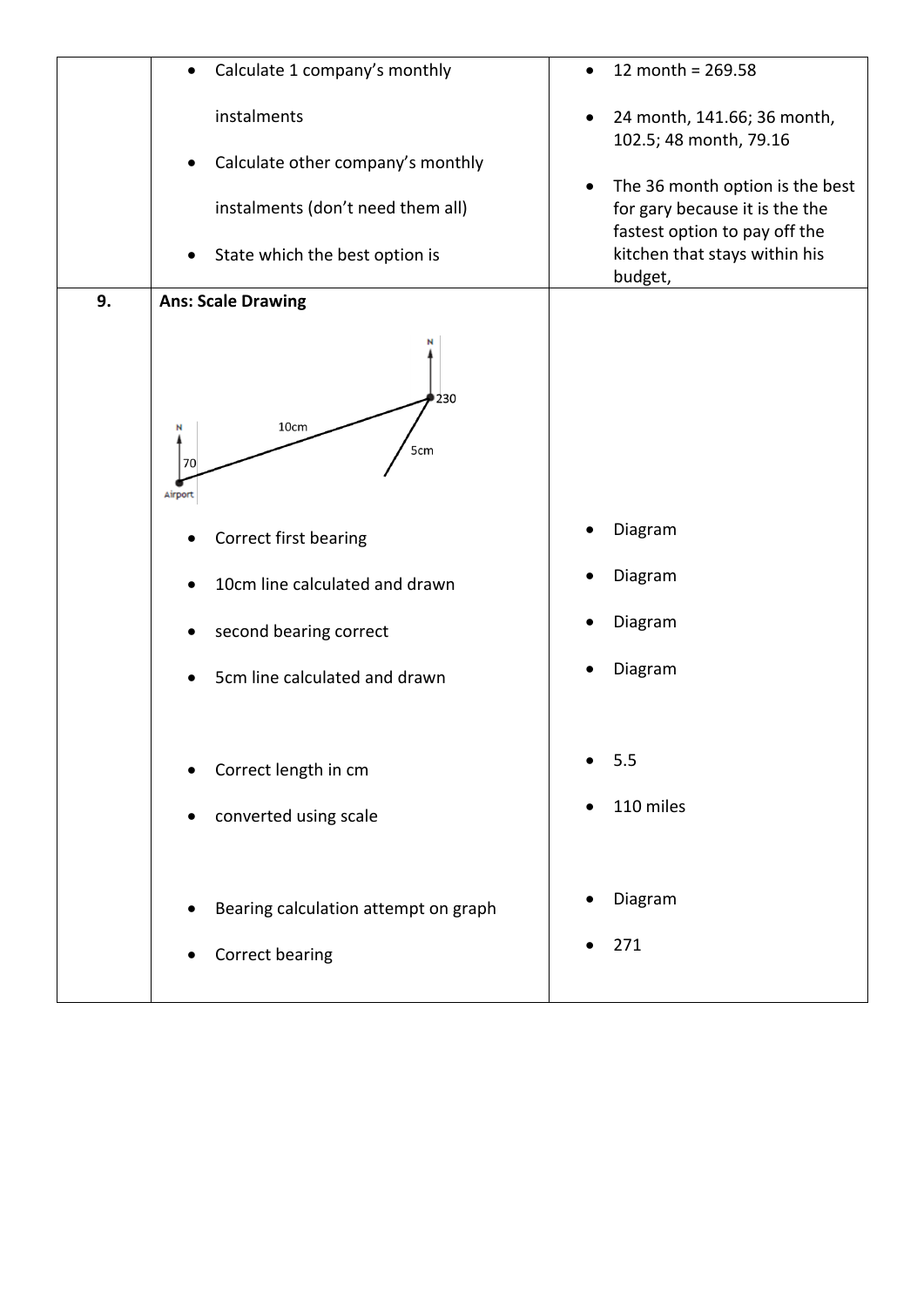| | | |
|---|---|---|
| | <ul><li>Calculate 1 company's monthly instalments</li><li>Calculate other company's monthly instalments (don't need them all)</li><li>State which the best option is</li></ul> | <ul><li>12 month = 269.58</li><li>24 month, 141.66; 36 month, 102.5; 48 month, 79.16</li><li>The 36 month option is the best for gary because it is the the fastest option to pay off the kitchen that stays within his budget,</li></ul> |
| **9.** | **Ans: Scale Drawing**<br><br>N<br>230<br>N<br>10cm<br>5cm<br>70<br>Airport<br><br><ul><li>Correct first bearing</li><li>10cm line calculated and drawn</li><li>second bearing correct</li><li>5cm line calculated and drawn</li></ul><ul><li>Correct length in cm</li><li>converted using scale</li></ul><ul><li>Bearing calculation attempt on graph</li><li>Correct bearing</li></ul> | <ul><li>Diagram</li><li>Diagram</li><li>Diagram</li><li>Diagram</li></ul><ul><li>5.5</li><li>110 miles</li></ul><ul><li>Diagram</li><li>271</li></ul> |